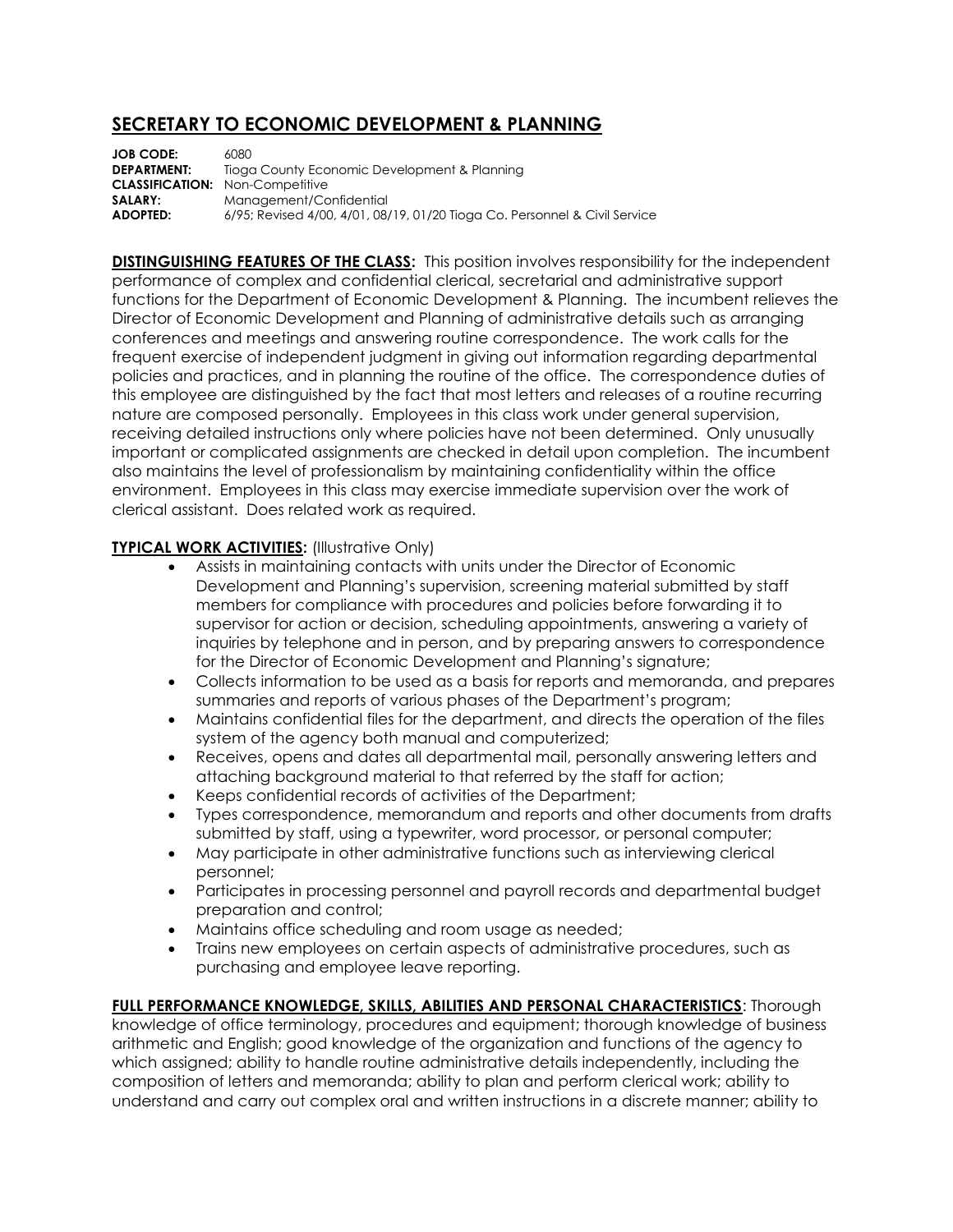# SECRETARY TO ECONOMIC DEVELOPMENT & PLANNING

**JOB CODE:** 6080
**DEPARTMENT:** Tioga County Economic Development & Planning
**CLASSIFICATION:** Non-Competitive
**SALARY:** Management/Confidential
**ADOPTED:** 6/95; Revised 4/00, 4/01, 08/19, 01/20 Tioga Co. Personnel & Civil Service

**DISTINGUISHING FEATURES OF THE CLASS:** This position involves responsibility for the independent performance of complex and confidential clerical, secretarial and administrative support functions for the Department of Economic Development & Planning. The incumbent relieves the Director of Economic Development and Planning of administrative details such as arranging conferences and meetings and answering routine correspondence. The work calls for the frequent exercise of independent judgment in giving out information regarding departmental policies and practices, and in planning the routine of the office. The correspondence duties of this employee are distinguished by the fact that most letters and releases of a routine recurring nature are composed personally. Employees in this class work under general supervision, receiving detailed instructions only where policies have not been determined. Only unusually important or complicated assignments are checked in detail upon completion. The incumbent also maintains the level of professionalism by maintaining confidentiality within the office environment. Employees in this class may exercise immediate supervision over the work of clerical assistant. Does related work as required.

**TYPICAL WORK ACTIVITIES:** (Illustrative Only)

- Assists in maintaining contacts with units under the Director of Economic Development and Planning's supervision, screening material submitted by staff members for compliance with procedures and policies before forwarding it to supervisor for action or decision, scheduling appointments, answering a variety of inquiries by telephone and in person, and by preparing answers to correspondence for the Director of Economic Development and Planning's signature;
- Collects information to be used as a basis for reports and memoranda, and prepares summaries and reports of various phases of the Department's program;
- Maintains confidential files for the department, and directs the operation of the files system of the agency both manual and computerized;
- Receives, opens and dates all departmental mail, personally answering letters and attaching background material to that referred by the staff for action;
- Keeps confidential records of activities of the Department;
- Types correspondence, memorandum and reports and other documents from drafts submitted by staff, using a typewriter, word processor, or personal computer;
- May participate in other administrative functions such as interviewing clerical personnel;
- Participates in processing personnel and payroll records and departmental budget preparation and control;
- Maintains office scheduling and room usage as needed;
- Trains new employees on certain aspects of administrative procedures, such as purchasing and employee leave reporting.

**FULL PERFORMANCE KNOWLEDGE, SKILLS, ABILITIES AND PERSONAL CHARACTERISTICS**: Thorough knowledge of office terminology, procedures and equipment; thorough knowledge of business arithmetic and English; good knowledge of the organization and functions of the agency to which assigned; ability to handle routine administrative details independently, including the composition of letters and memoranda; ability to plan and perform clerical work; ability to understand and carry out complex oral and written instructions in a discrete manner; ability to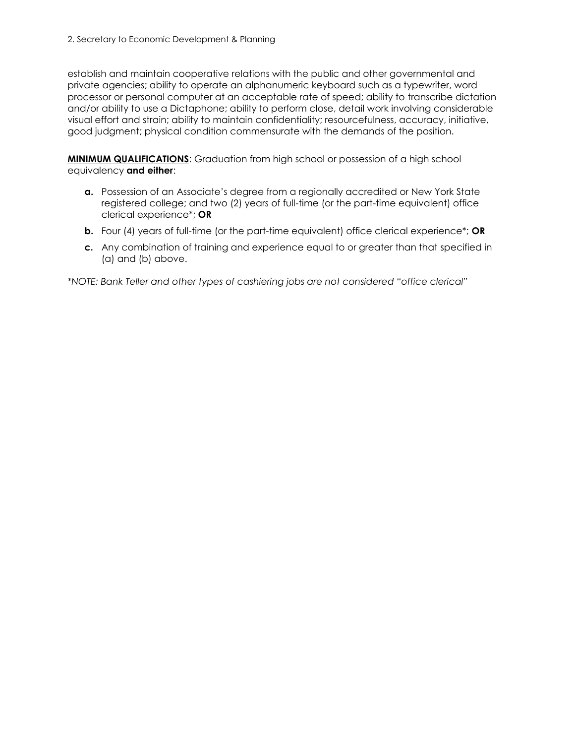establish and maintain cooperative relations with the public and other governmental and private agencies; ability to operate an alphanumeric keyboard such as a typewriter, word processor or personal computer at an acceptable rate of speed; ability to transcribe dictation and/or ability to use a Dictaphone; ability to perform close, detail work involving considerable visual effort and strain; ability to maintain confidentiality; resourcefulness, accuracy, initiative, good judgment; physical condition commensurate with the demands of the position.

**MINIMUM QUALIFICATIONS**: Graduation from high school or possession of a high school equivalency **and either**:

- **a.** Possession of an Associate's degree from a regionally accredited or New York State registered college; and two (2) years of full-time (or the part-time equivalent) office clerical experience*; **OR**
- **b.** Four (4) years of full-time (or the part-time equivalent) office clerical experience*; **OR**
- **c.** Any combination of training and experience equal to or greater than that specified in (a) and (b) above.

*\*NOTE: Bank Teller and other types of cashiering jobs are not considered "office clerical"*